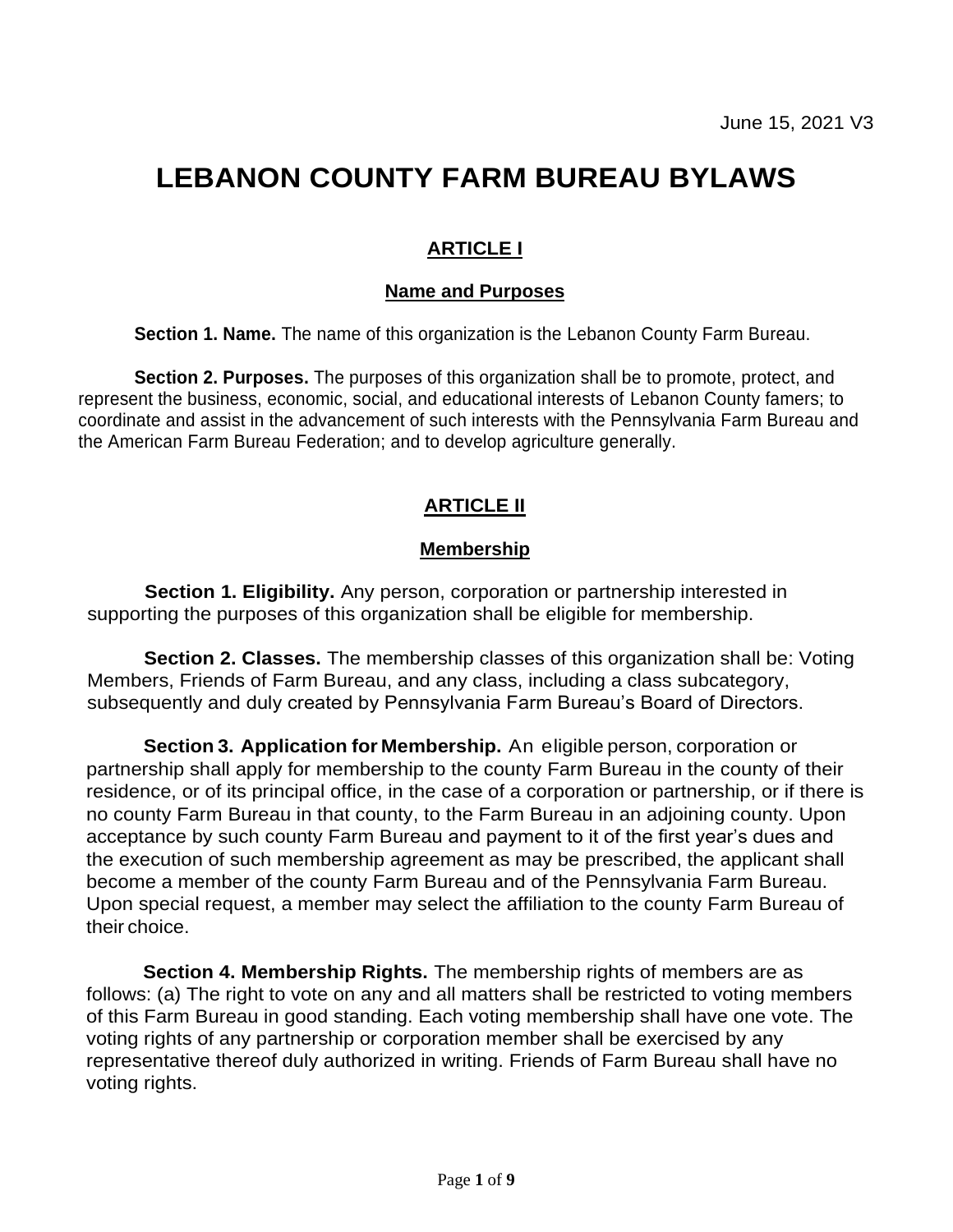June 15, 2021 V3

# LEBANON COUNTY FARM BUREAU BYLAWS

## ARTICLE I

### Name and Purposes

**Section 1. Name.** The name of this organization is the Lebanon County Farm Bureau.

**Section 2. Purposes.** The purposes of this organization shall be to promote, protect, and represent the business, economic, social, and educational interests of Lebanon County famers; to coordinate and assist in the advancement of such interests with the Pennsylvania Farm Bureau and the American Farm Bureau Federation; and to develop agriculture generally.

## ARTICLE II

### Membership

**Section 1. Eligibility.** Any person, corporation or partnership interested in supporting the purposes of this organization shall be eligible for membership.

**Section 2. Classes.** The membership classes of this organization shall be: Voting Members, Friends of Farm Bureau, and any class, including a class subcategory, subsequently and duly created by Pennsylvania Farm Bureau's Board of Directors.

**Section 3. Application for Membership.** An eligible person, corporation or partnership shall apply for membership to the county Farm Bureau in the county of their residence, or of its principal office, in the case of a corporation or partnership, or if there is no county Farm Bureau in that county, to the Farm Bureau in an adjoining county. Upon acceptance by such county Farm Bureau and payment to it of the first year's dues and the execution of such membership agreement as may be prescribed, the applicant shall become a member of the county Farm Bureau and of the Pennsylvania Farm Bureau. Upon special request, a member may select the affiliation to the county Farm Bureau of their choice.

**Section 4. Membership Rights.** The membership rights of members are as follows: (a) The right to vote on any and all matters shall be restricted to voting members of this Farm Bureau in good standing. Each voting membership shall have one vote. The voting rights of any partnership or corporation member shall be exercised by any representative thereof duly authorized in writing. Friends of Farm Bureau shall have no voting rights.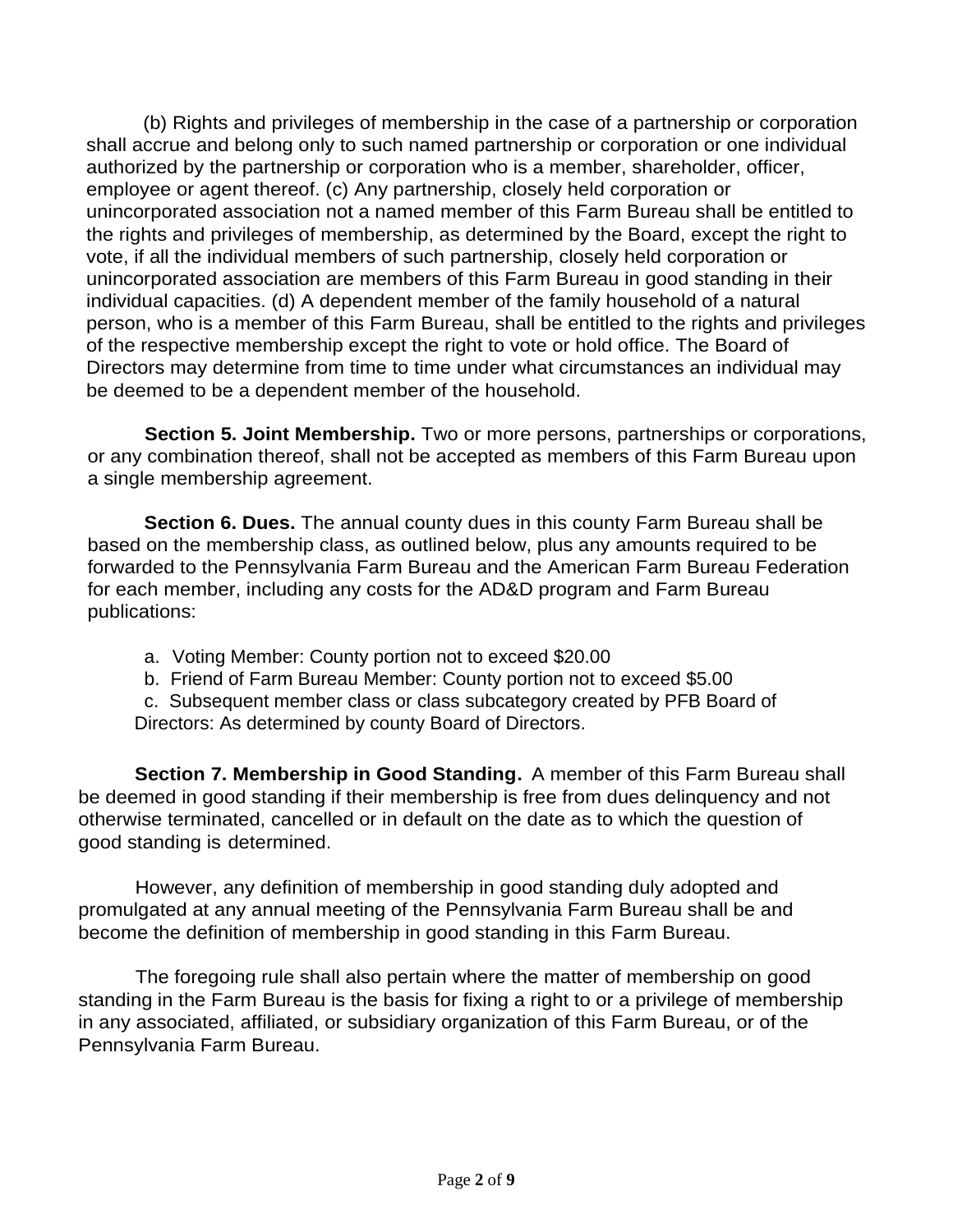(b) Rights and privileges of membership in the case of a partnership or corporation shall accrue and belong only to such named partnership or corporation or one individual authorized by the partnership or corporation who is a member, shareholder, officer, employee or agent thereof. (c) Any partnership, closely held corporation or unincorporated association not a named member of this Farm Bureau shall be entitled to the rights and privileges of membership, as determined by the Board, except the right to vote, if all the individual members of such partnership, closely held corporation or unincorporated association are members of this Farm Bureau in good standing in their individual capacities. (d) A dependent member of the family household of a natural person, who is a member of this Farm Bureau, shall be entitled to the rights and privileges of the respective membership except the right to vote or hold office. The Board of Directors may determine from time to time under what circumstances an individual may be deemed to be a dependent member of the household.

**Section 5. Joint Membership.** Two or more persons, partnerships or corporations, or any combination thereof, shall not be accepted as members of this Farm Bureau upon a single membership agreement.

**Section 6. Dues.** The annual county dues in this county Farm Bureau shall be based on the membership class, as outlined below, plus any amounts required to be forwarded to the Pennsylvania Farm Bureau and the American Farm Bureau Federation for each member, including any costs for the AD&D program and Farm Bureau publications:

a. Voting Member: County portion not to exceed $20.00
b. Friend of Farm Bureau Member: County portion not to exceed $5.00
c. Subsequent member class or class subcategory created by PFB Board of Directors: As determined by county Board of Directors.

**Section 7. Membership in Good Standing.** A member of this Farm Bureau shall be deemed in good standing if their membership is free from dues delinquency and not otherwise terminated, cancelled or in default on the date as to which the question of good standing is determined.

However, any definition of membership in good standing duly adopted and promulgated at any annual meeting of the Pennsylvania Farm Bureau shall be and become the definition of membership in good standing in this Farm Bureau.

The foregoing rule shall also pertain where the matter of membership on good standing in the Farm Bureau is the basis for fixing a right to or a privilege of membership in any associated, affiliated, or subsidiary organization of this Farm Bureau, or of the Pennsylvania Farm Bureau.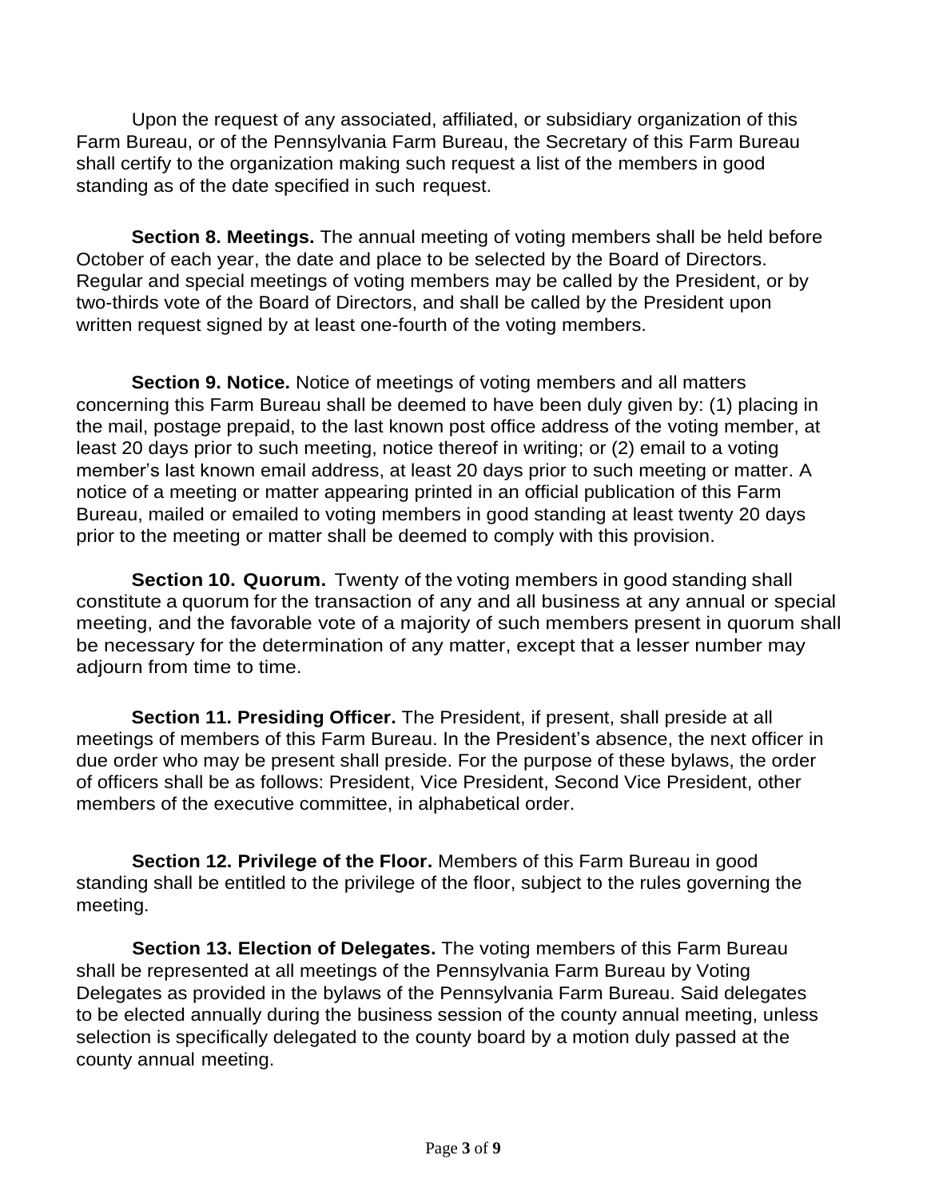Upon the request of any associated, affiliated, or subsidiary organization of this Farm Bureau, or of the Pennsylvania Farm Bureau, the Secretary of this Farm Bureau shall certify to the organization making such request a list of the members in good standing as of the date specified in such request.

**Section 8. Meetings.** The annual meeting of voting members shall be held before October of each year, the date and place to be selected by the Board of Directors. Regular and special meetings of voting members may be called by the President, or by two-thirds vote of the Board of Directors, and shall be called by the President upon written request signed by at least one-fourth of the voting members.

**Section 9. Notice.** Notice of meetings of voting members and all matters concerning this Farm Bureau shall be deemed to have been duly given by: (1) placing in the mail, postage prepaid, to the last known post office address of the voting member, at least 20 days prior to such meeting, notice thereof in writing; or (2) email to a voting member's last known email address, at least 20 days prior to such meeting or matter. A notice of a meeting or matter appearing printed in an official publication of this Farm Bureau, mailed or emailed to voting members in good standing at least twenty 20 days prior to the meeting or matter shall be deemed to comply with this provision.

**Section 10. Quorum.** Twenty of the voting members in good standing shall constitute a quorum for the transaction of any and all business at any annual or special meeting, and the favorable vote of a majority of such members present in quorum shall be necessary for the determination of any matter, except that a lesser number may adjourn from time to time.

**Section 11. Presiding Officer.** The President, if present, shall preside at all meetings of members of this Farm Bureau. In the President's absence, the next officer in due order who may be present shall preside. For the purpose of these bylaws, the order of officers shall be as follows: President, Vice President, Second Vice President, other members of the executive committee, in alphabetical order.

**Section 12. Privilege of the Floor.** Members of this Farm Bureau in good standing shall be entitled to the privilege of the floor, subject to the rules governing the meeting.

**Section 13. Election of Delegates.** The voting members of this Farm Bureau shall be represented at all meetings of the Pennsylvania Farm Bureau by Voting Delegates as provided in the bylaws of the Pennsylvania Farm Bureau. Said delegates to be elected annually during the business session of the county annual meeting, unless selection is specifically delegated to the county board by a motion duly passed at the county annual meeting.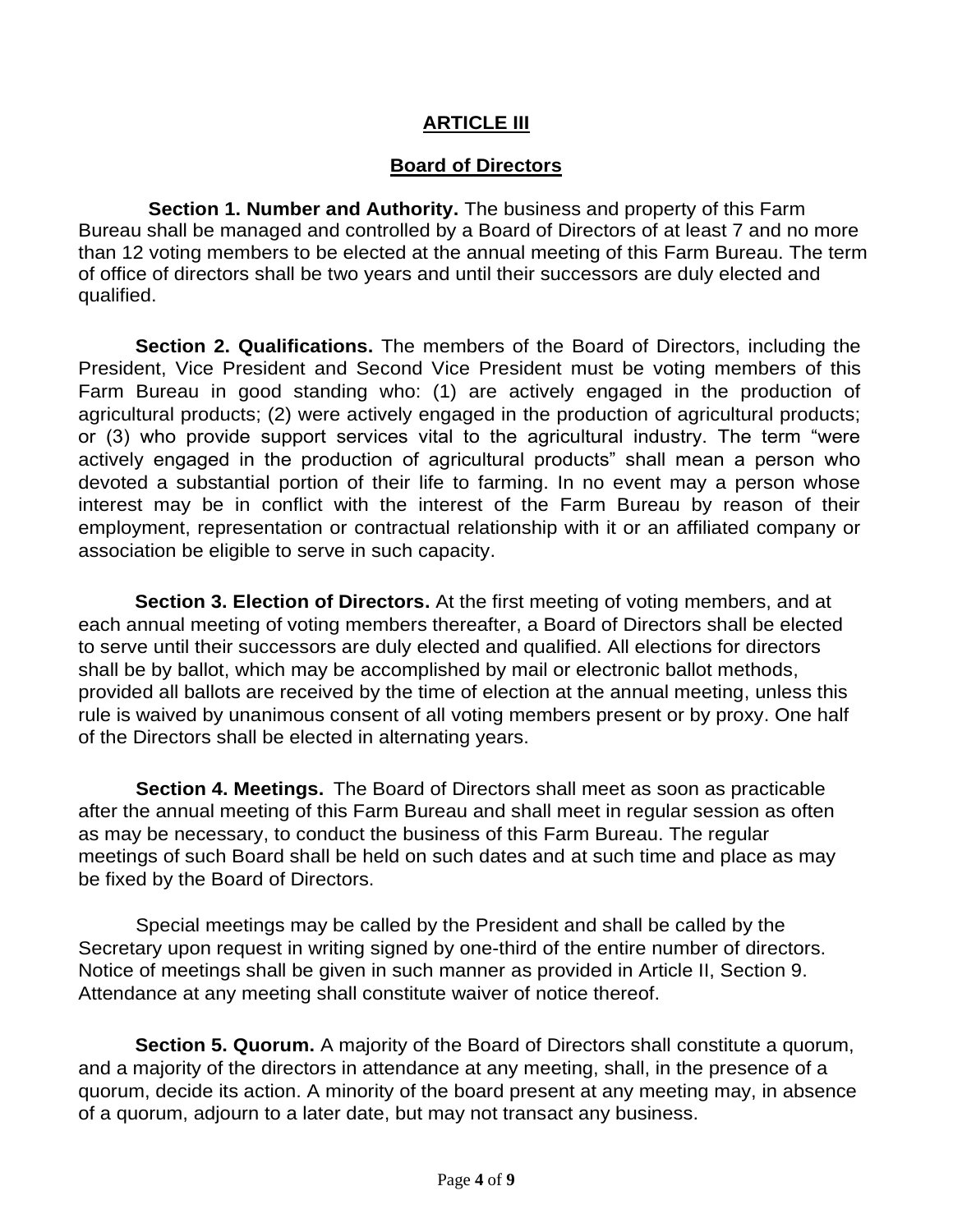## ARTICLE III

## Board of Directors

**Section 1. Number and Authority.** The business and property of this Farm Bureau shall be managed and controlled by a Board of Directors of at least 7 and no more than 12 voting members to be elected at the annual meeting of this Farm Bureau. The term of office of directors shall be two years and until their successors are duly elected and qualified.

**Section 2. Qualifications.** The members of the Board of Directors, including the President, Vice President and Second Vice President must be voting members of this Farm Bureau in good standing who: (1) are actively engaged in the production of agricultural products; (2) were actively engaged in the production of agricultural products; or (3) who provide support services vital to the agricultural industry. The term "were actively engaged in the production of agricultural products" shall mean a person who devoted a substantial portion of their life to farming. In no event may a person whose interest may be in conflict with the interest of the Farm Bureau by reason of their employment, representation or contractual relationship with it or an affiliated company or association be eligible to serve in such capacity.

**Section 3. Election of Directors.** At the first meeting of voting members, and at each annual meeting of voting members thereafter, a Board of Directors shall be elected to serve until their successors are duly elected and qualified. All elections for directors shall be by ballot, which may be accomplished by mail or electronic ballot methods, provided all ballots are received by the time of election at the annual meeting, unless this rule is waived by unanimous consent of all voting members present or by proxy. One half of the Directors shall be elected in alternating years.

**Section 4. Meetings.** The Board of Directors shall meet as soon as practicable after the annual meeting of this Farm Bureau and shall meet in regular session as often as may be necessary, to conduct the business of this Farm Bureau. The regular meetings of such Board shall be held on such dates and at such time and place as may be fixed by the Board of Directors.

Special meetings may be called by the President and shall be called by the Secretary upon request in writing signed by one-third of the entire number of directors. Notice of meetings shall be given in such manner as provided in Article II, Section 9. Attendance at any meeting shall constitute waiver of notice thereof.

**Section 5. Quorum.** A majority of the Board of Directors shall constitute a quorum, and a majority of the directors in attendance at any meeting, shall, in the presence of a quorum, decide its action. A minority of the board present at any meeting may, in absence of a quorum, adjourn to a later date, but may not transact any business.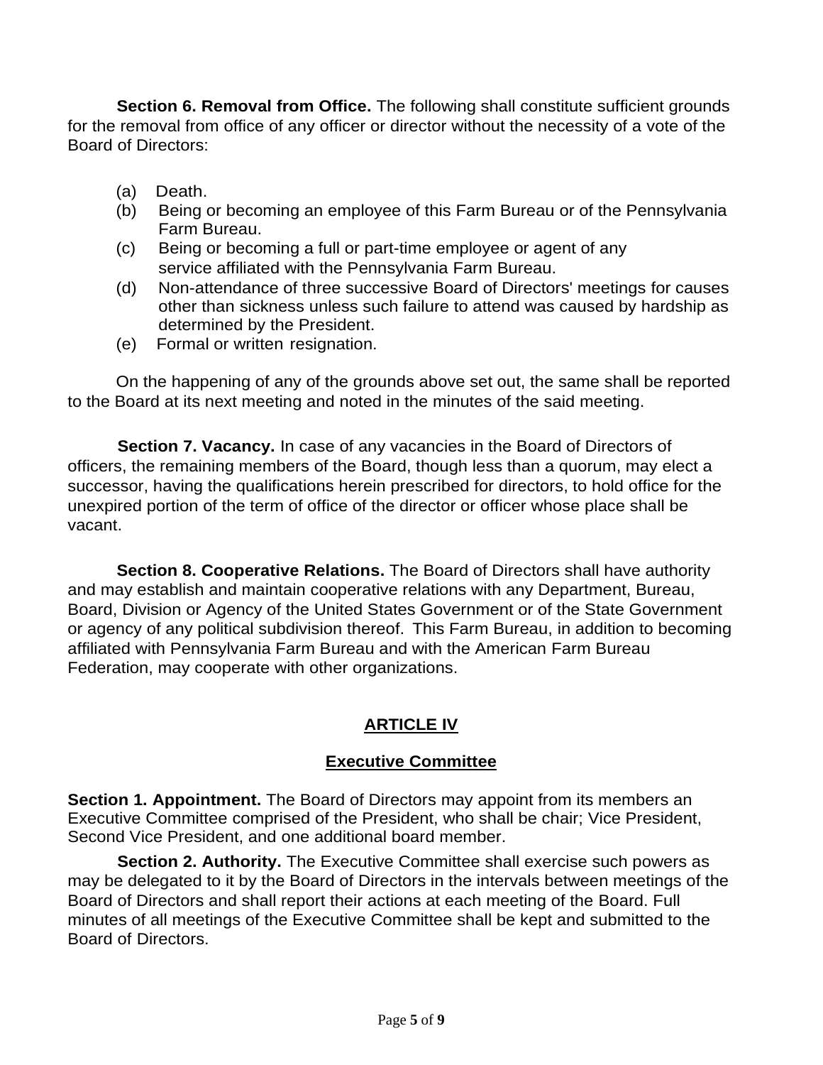**Section 6. Removal from Office.** The following shall constitute sufficient grounds for the removal from office of any officer or director without the necessity of a vote of the Board of Directors:

(a) Death.
(b) Being or becoming an employee of this Farm Bureau or of the Pennsylvania Farm Bureau.
(c) Being or becoming a full or part-time employee or agent of any service affiliated with the Pennsylvania Farm Bureau.
(d) Non-attendance of three successive Board of Directors' meetings for causes other than sickness unless such failure to attend was caused by hardship as determined by the President.
(e) Formal or written resignation.

On the happening of any of the grounds above set out, the same shall be reported to the Board at its next meeting and noted in the minutes of the said meeting.

**Section 7. Vacancy.** In case of any vacancies in the Board of Directors of officers, the remaining members of the Board, though less than a quorum, may elect a successor, having the qualifications herein prescribed for directors, to hold office for the unexpired portion of the term of office of the director or officer whose place shall be vacant.

**Section 8. Cooperative Relations.** The Board of Directors shall have authority and may establish and maintain cooperative relations with any Department, Bureau, Board, Division or Agency of the United States Government or of the State Government or agency of any political subdivision thereof. This Farm Bureau, in addition to becoming affiliated with Pennsylvania Farm Bureau and with the American Farm Bureau Federation, may cooperate with other organizations.

## ARTICLE IV

## Executive Committee

**Section 1. Appointment.** The Board of Directors may appoint from its members an Executive Committee comprised of the President, who shall be chair; Vice President, Second Vice President, and one additional board member.

**Section 2. Authority.** The Executive Committee shall exercise such powers as may be delegated to it by the Board of Directors in the intervals between meetings of the Board of Directors and shall report their actions at each meeting of the Board. Full minutes of all meetings of the Executive Committee shall be kept and submitted to the Board of Directors.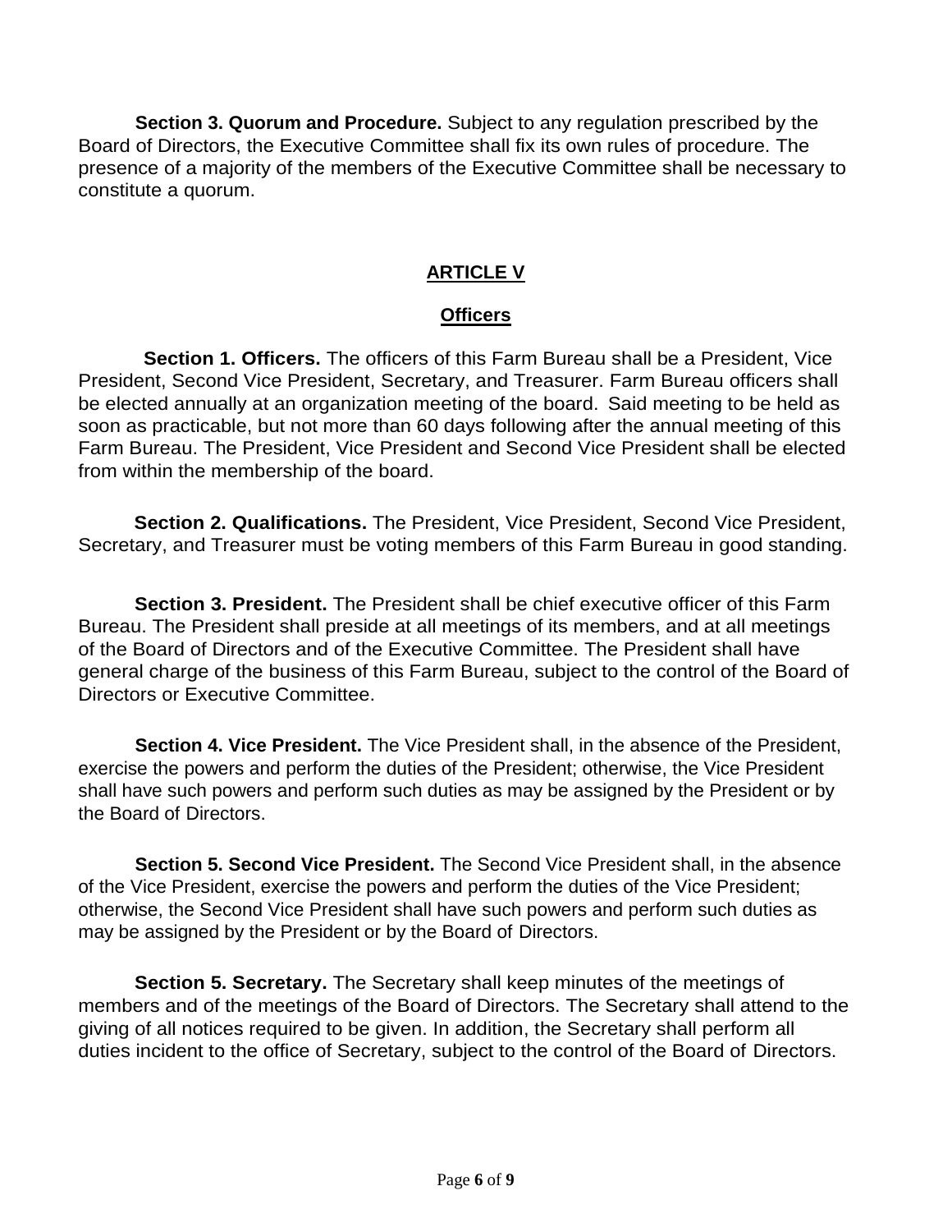**Section 3. Quorum and Procedure.** Subject to any regulation prescribed by the Board of Directors, the Executive Committee shall fix its own rules of procedure. The presence of a majority of the members of the Executive Committee shall be necessary to constitute a quorum.

## ARTICLE V

## Officers

**Section 1. Officers.** The officers of this Farm Bureau shall be a President, Vice President, Second Vice President, Secretary, and Treasurer. Farm Bureau officers shall be elected annually at an organization meeting of the board. Said meeting to be held as soon as practicable, but not more than 60 days following after the annual meeting of this Farm Bureau. The President, Vice President and Second Vice President shall be elected from within the membership of the board.

**Section 2. Qualifications.** The President, Vice President, Second Vice President, Secretary, and Treasurer must be voting members of this Farm Bureau in good standing.

**Section 3. President.** The President shall be chief executive officer of this Farm Bureau. The President shall preside at all meetings of its members, and at all meetings of the Board of Directors and of the Executive Committee. The President shall have general charge of the business of this Farm Bureau, subject to the control of the Board of Directors or Executive Committee.

**Section 4. Vice President.** The Vice President shall, in the absence of the President, exercise the powers and perform the duties of the President; otherwise, the Vice President shall have such powers and perform such duties as may be assigned by the President or by the Board of Directors.

**Section 5. Second Vice President.** The Second Vice President shall, in the absence of the Vice President, exercise the powers and perform the duties of the Vice President; otherwise, the Second Vice President shall have such powers and perform such duties as may be assigned by the President or by the Board of Directors.

**Section 5. Secretary.** The Secretary shall keep minutes of the meetings of members and of the meetings of the Board of Directors. The Secretary shall attend to the giving of all notices required to be given. In addition, the Secretary shall perform all duties incident to the office of Secretary, subject to the control of the Board of Directors.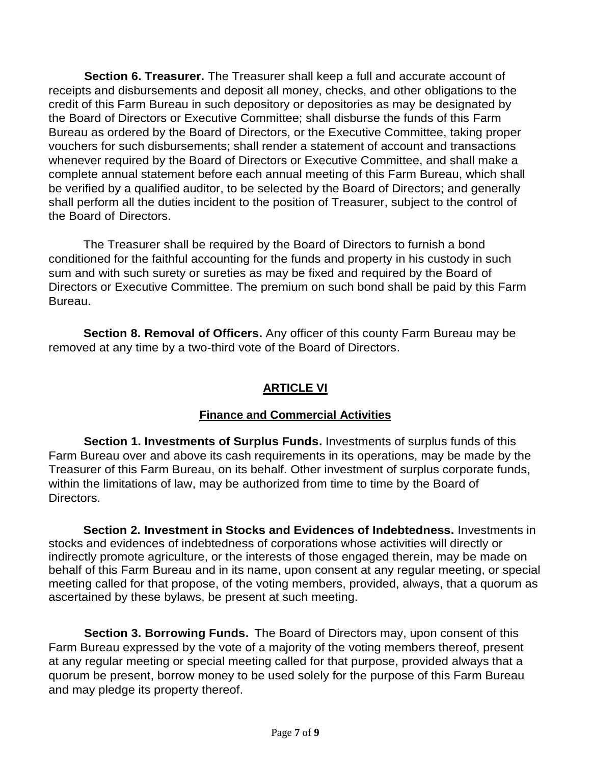**Section 6. Treasurer.** The Treasurer shall keep a full and accurate account of receipts and disbursements and deposit all money, checks, and other obligations to the credit of this Farm Bureau in such depository or depositories as may be designated by the Board of Directors or Executive Committee; shall disburse the funds of this Farm Bureau as ordered by the Board of Directors, or the Executive Committee, taking proper vouchers for such disbursements; shall render a statement of account and transactions whenever required by the Board of Directors or Executive Committee, and shall make a complete annual statement before each annual meeting of this Farm Bureau, which shall be verified by a qualified auditor, to be selected by the Board of Directors; and generally shall perform all the duties incident to the position of Treasurer, subject to the control of the Board of Directors.

The Treasurer shall be required by the Board of Directors to furnish a bond conditioned for the faithful accounting for the funds and property in his custody in such sum and with such surety or sureties as may be fixed and required by the Board of Directors or Executive Committee. The premium on such bond shall be paid by this Farm Bureau.

**Section 8. Removal of Officers.** Any officer of this county Farm Bureau may be removed at any time by a two-third vote of the Board of Directors.

## ARTICLE VI

### Finance and Commercial Activities

**Section 1. Investments of Surplus Funds.** Investments of surplus funds of this Farm Bureau over and above its cash requirements in its operations, may be made by the Treasurer of this Farm Bureau, on its behalf. Other investment of surplus corporate funds, within the limitations of law, may be authorized from time to time by the Board of Directors.

**Section 2. Investment in Stocks and Evidences of Indebtedness.** Investments in stocks and evidences of indebtedness of corporations whose activities will directly or indirectly promote agriculture, or the interests of those engaged therein, may be made on behalf of this Farm Bureau and in its name, upon consent at any regular meeting, or special meeting called for that propose, of the voting members, provided, always, that a quorum as ascertained by these bylaws, be present at such meeting.

**Section 3. Borrowing Funds.** The Board of Directors may, upon consent of this Farm Bureau expressed by the vote of a majority of the voting members thereof, present at any regular meeting or special meeting called for that purpose, provided always that a quorum be present, borrow money to be used solely for the purpose of this Farm Bureau and may pledge its property thereof.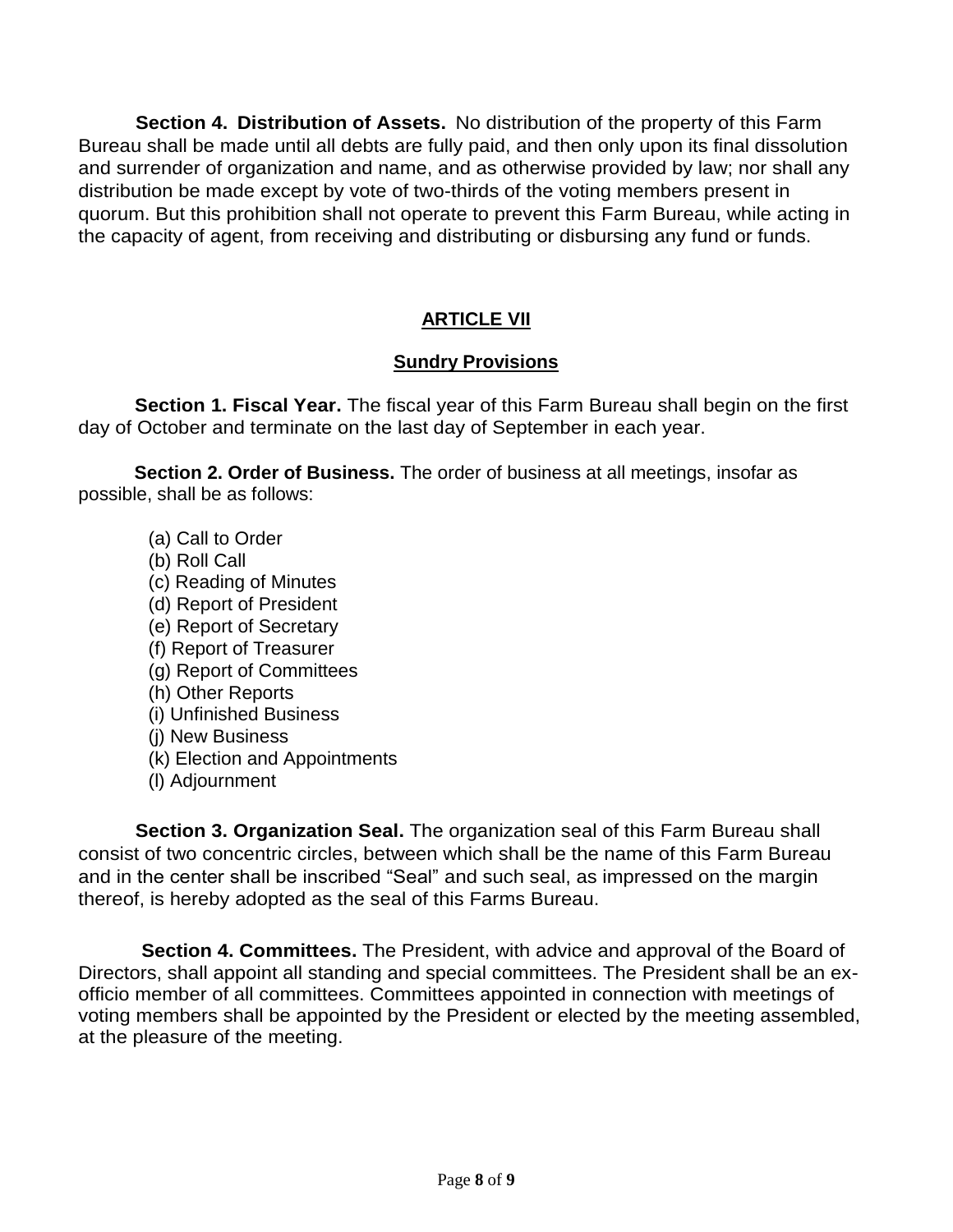**Section 4. Distribution of Assets.** No distribution of the property of this Farm Bureau shall be made until all debts are fully paid, and then only upon its final dissolution and surrender of organization and name, and as otherwise provided by law; nor shall any distribution be made except by vote of two-thirds of the voting members present in quorum. But this prohibition shall not operate to prevent this Farm Bureau, while acting in the capacity of agent, from receiving and distributing or disbursing any fund or funds.

## ARTICLE VII

### Sundry Provisions

**Section 1. Fiscal Year.** The fiscal year of this Farm Bureau shall begin on the first day of October and terminate on the last day of September in each year.

**Section 2. Order of Business.** The order of business at all meetings, insofar as possible, shall be as follows:

(a) Call to Order
(b) Roll Call
(c) Reading of Minutes
(d) Report of President
(e) Report of Secretary
(f) Report of Treasurer
(g) Report of Committees
(h) Other Reports
(i) Unfinished Business
(j) New Business
(k) Election and Appointments
(l) Adjournment

**Section 3. Organization Seal.** The organization seal of this Farm Bureau shall consist of two concentric circles, between which shall be the name of this Farm Bureau and in the center shall be inscribed "Seal" and such seal, as impressed on the margin thereof, is hereby adopted as the seal of this Farms Bureau.

**Section 4. Committees.** The President, with advice and approval of the Board of Directors, shall appoint all standing and special committees. The President shall be an ex-officio member of all committees. Committees appointed in connection with meetings of voting members shall be appointed by the President or elected by the meeting assembled, at the pleasure of the meeting.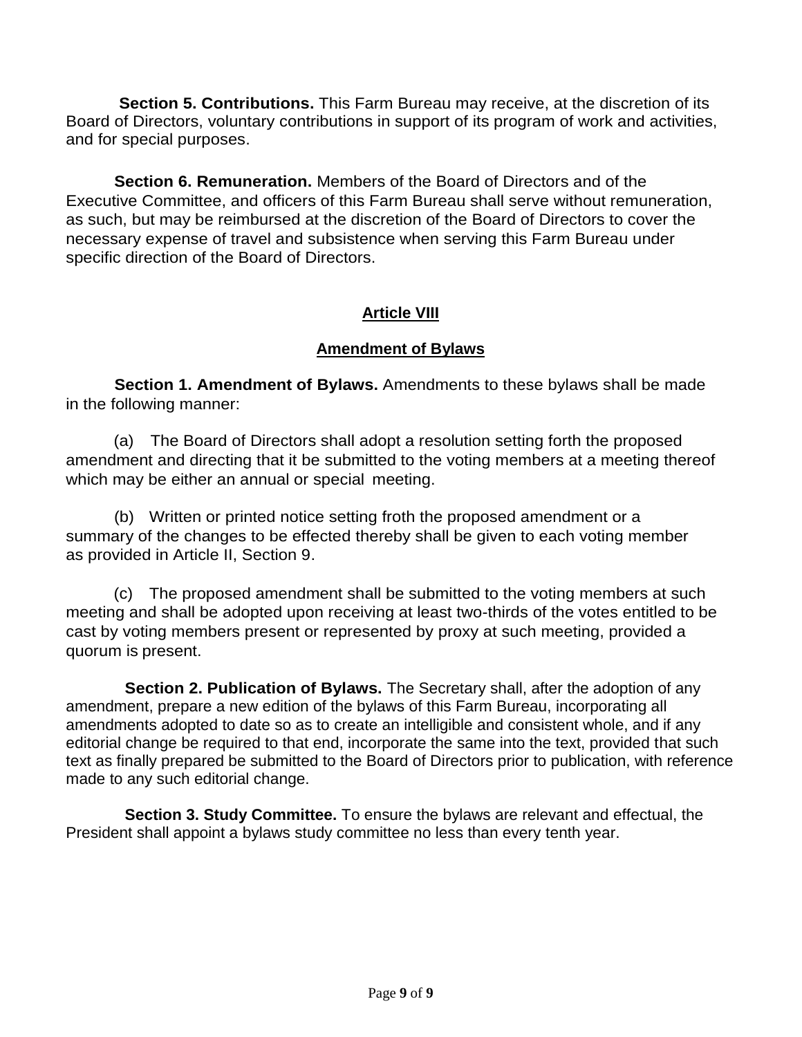**Section 5. Contributions.** This Farm Bureau may receive, at the discretion of its Board of Directors, voluntary contributions in support of its program of work and activities, and for special purposes.

**Section 6. Remuneration.** Members of the Board of Directors and of the Executive Committee, and officers of this Farm Bureau shall serve without remuneration, as such, but may be reimbursed at the discretion of the Board of Directors to cover the necessary expense of travel and subsistence when serving this Farm Bureau under specific direction of the Board of Directors.

## Article VIII

## Amendment of Bylaws

**Section 1. Amendment of Bylaws.** Amendments to these bylaws shall be made in the following manner:

(a) The Board of Directors shall adopt a resolution setting forth the proposed amendment and directing that it be submitted to the voting members at a meeting thereof which may be either an annual or special meeting.

(b) Written or printed notice setting froth the proposed amendment or a summary of the changes to be effected thereby shall be given to each voting member as provided in Article II, Section 9.

(c) The proposed amendment shall be submitted to the voting members at such meeting and shall be adopted upon receiving at least two-thirds of the votes entitled to be cast by voting members present or represented by proxy at such meeting, provided a quorum is present.

**Section 2. Publication of Bylaws.** The Secretary shall, after the adoption of any amendment, prepare a new edition of the bylaws of this Farm Bureau, incorporating all amendments adopted to date so as to create an intelligible and consistent whole, and if any editorial change be required to that end, incorporate the same into the text, provided that such text as finally prepared be submitted to the Board of Directors prior to publication, with reference made to any such editorial change.

**Section 3. Study Committee.** To ensure the bylaws are relevant and effectual, the President shall appoint a bylaws study committee no less than every tenth year.